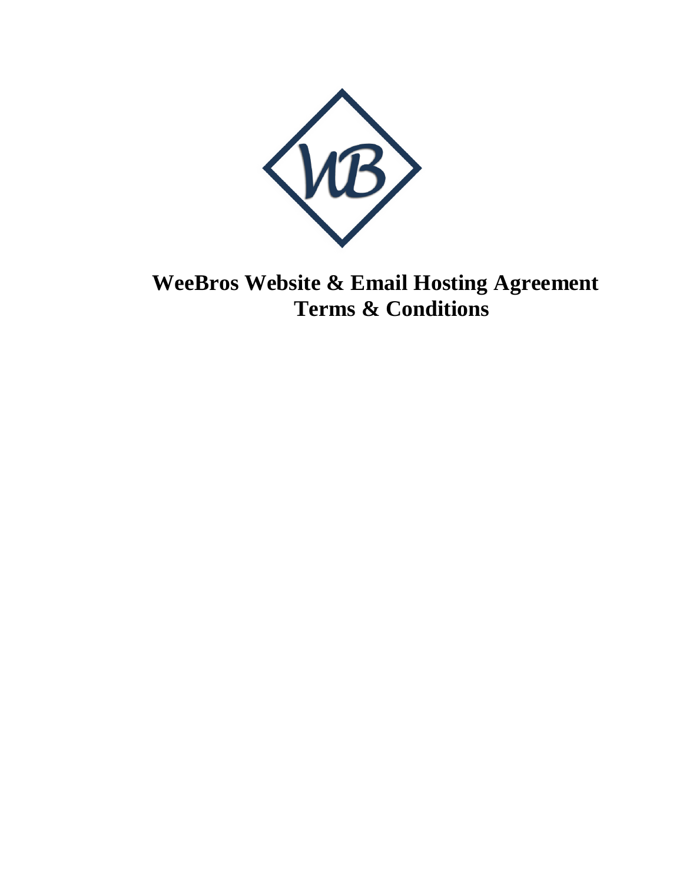# WeeBros Website & Email Hosting Agreement
# Terms & Conditions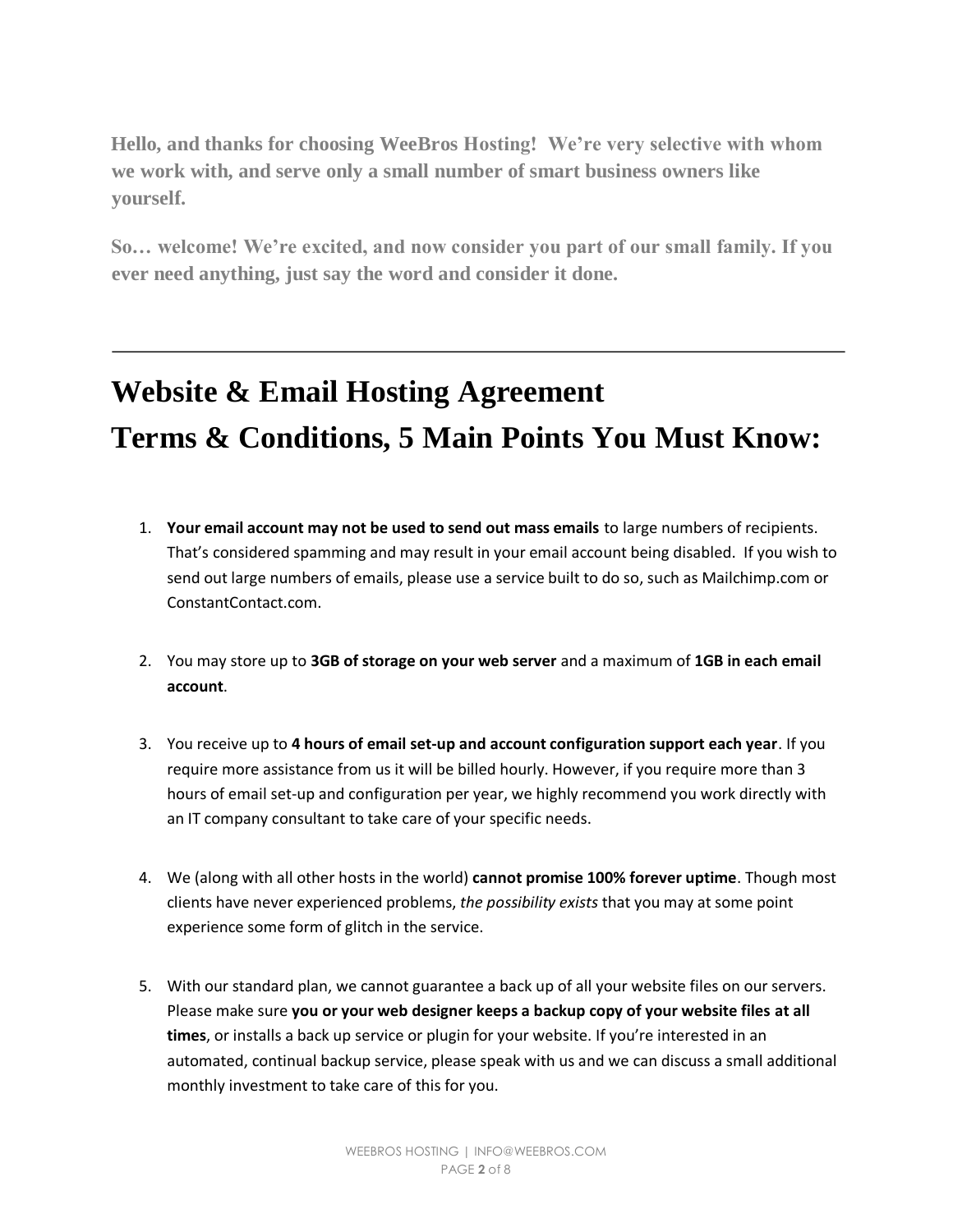**Hello, and thanks for choosing WeeBros Hosting! We're very selective with whom we work with, and serve only a small number of smart business owners like yourself.**

**So… welcome! We're excited, and now consider you part of our small family. If you ever need anything, just say the word and consider it done.**

---

# Website & Email Hosting Agreement
# Terms & Conditions, 5 Main Points You Must Know:

1. **Your email account may not be used to send out mass emails** to large numbers of recipients. That's considered spamming and may result in your email account being disabled. If you wish to send out large numbers of emails, please use a service built to do so, such as Mailchimp.com or ConstantContact.com.

2. You may store up to **3GB of storage on your web server** and a maximum of **1GB in each email account**.

3. You receive up to **4 hours of email set-up and account configuration support each year**. If you require more assistance from us it will be billed hourly. However, if you require more than 3 hours of email set-up and configuration per year, we highly recommend you work directly with an IT company consultant to take care of your specific needs.

4. We (along with all other hosts in the world) **cannot promise 100% forever uptime**. Though most clients have never experienced problems, *the possibility exists* that you may at some point experience some form of glitch in the service.

5. With our standard plan, we cannot guarantee a back up of all your website files on our servers. Please make sure **you or your web designer keeps a backup copy of your website files at all times**, or installs a back up service or plugin for your website. If you're interested in an automated, continual backup service, please speak with us and we can discuss a small additional monthly investment to take care of this for you.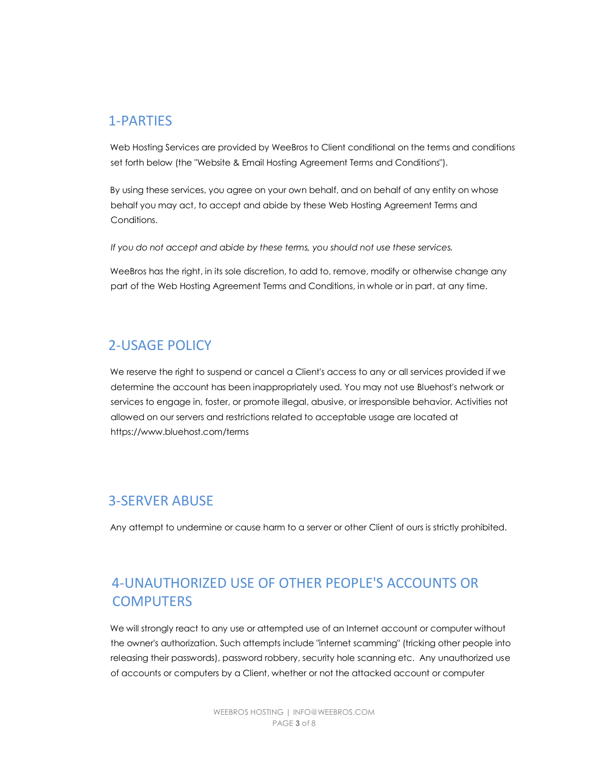## 1-PARTIES

Web Hosting Services are provided by WeeBros to Client conditional on the terms and conditions set forth below (the "Website & Email Hosting Agreement Terms and Conditions").

By using these services, you agree on your own behalf, and on behalf of any entity on whose behalf you may act, to accept and abide by these Web Hosting Agreement Terms and Conditions.

*If you do not accept and abide by these terms, you should not use these services.*

WeeBros has the right, in its sole discretion, to add to, remove, modify or otherwise change any part of the Web Hosting Agreement Terms and Conditions, in whole or in part, at any time.

## 2-USAGE POLICY

We reserve the right to suspend or cancel a Client's access to any or all services provided if we determine the account has been inappropriately used. You may not use Bluehost's network or services to engage in, foster, or promote illegal, abusive, or irresponsible behavior. Activities not allowed on our servers and restrictions related to acceptable usage are located at https://www.bluehost.com/terms

## 3-SERVER ABUSE

Any attempt to undermine or cause harm to a server or other Client of ours is strictly prohibited.

## 4-UNAUTHORIZED USE OF OTHER PEOPLE'S ACCOUNTS OR COMPUTERS

We will strongly react to any use or attempted use of an Internet account or computer without the owner's authorization. Such attempts include "internet scamming" (tricking other people into releasing their passwords), password robbery, security hole scanning etc. Any unauthorized use of accounts or computers by a Client, whether or not the attacked account or computer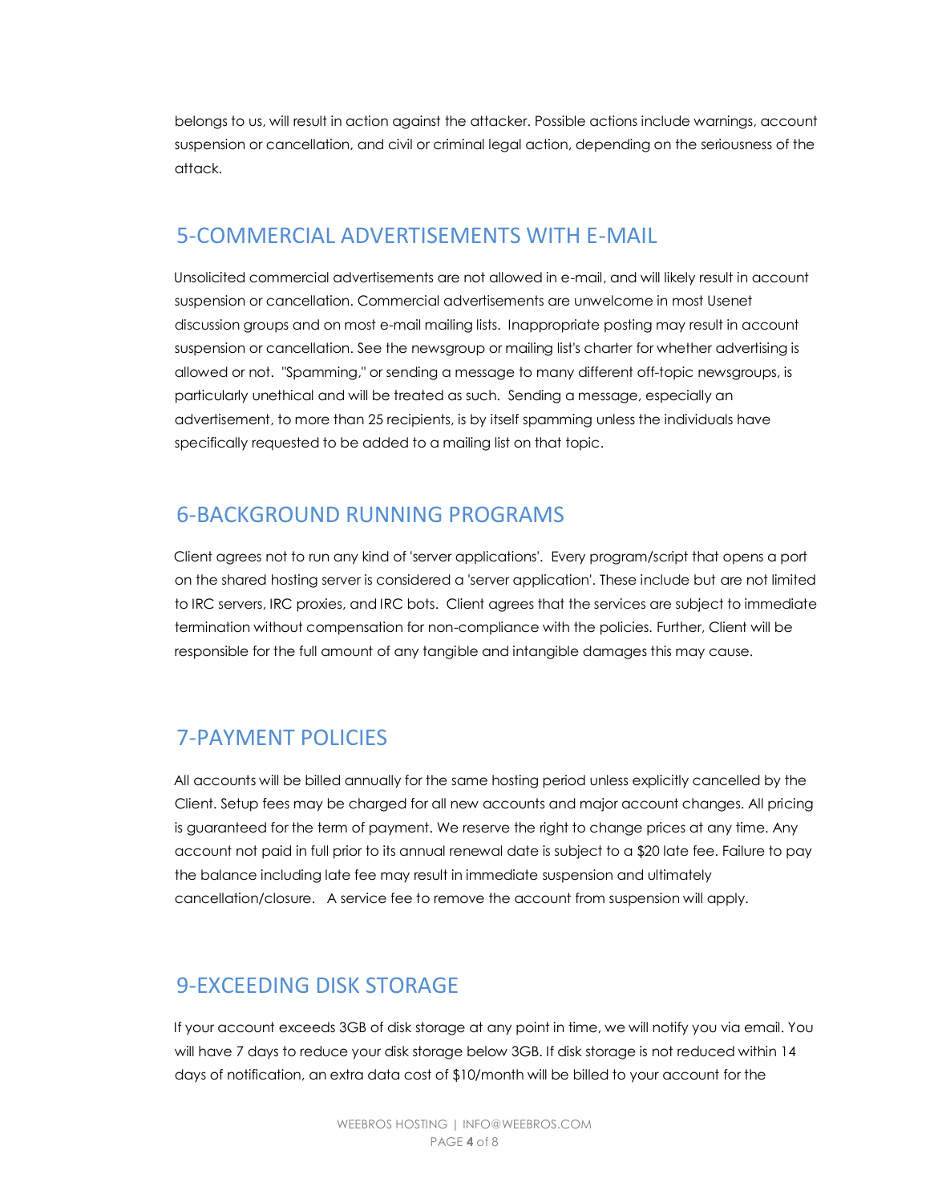belongs to us, will result in action against the attacker. Possible actions include warnings, account suspension or cancellation, and civil or criminal legal action, depending on the seriousness of the attack.

## 5-COMMERCIAL ADVERTISEMENTS WITH E-MAIL

Unsolicited commercial advertisements are not allowed in e-mail, and will likely result in account suspension or cancellation. Commercial advertisements are unwelcome in most Usenet discussion groups and on most e-mail mailing lists. Inappropriate posting may result in account suspension or cancellation. See the newsgroup or mailing list's charter for whether advertising is allowed or not. "Spamming," or sending a message to many different off-topic newsgroups, is particularly unethical and will be treated as such. Sending a message, especially an advertisement, to more than 25 recipients, is by itself spamming unless the individuals have specifically requested to be added to a mailing list on that topic.

## 6-BACKGROUND RUNNING PROGRAMS

Client agrees not to run any kind of 'server applications'. Every program/script that opens a port on the shared hosting server is considered a 'server application'. These include but are not limited to IRC servers, IRC proxies, and IRC bots. Client agrees that the services are subject to immediate termination without compensation for non-compliance with the policies. Further, Client will be responsible for the full amount of any tangible and intangible damages this may cause.

## 7-PAYMENT POLICIES

All accounts will be billed annually for the same hosting period unless explicitly cancelled by the Client. Setup fees may be charged for all new accounts and major account changes. All pricing is guaranteed for the term of payment. We reserve the right to change prices at any time. Any account not paid in full prior to its annual renewal date is subject to a $20 late fee. Failure to pay the balance including late fee may result in immediate suspension and ultimately cancellation/closure. A service fee to remove the account from suspension will apply.

## 9-EXCEEDING DISK STORAGE

If your account exceeds 3GB of disk storage at any point in time, we will notify you via email. You will have 7 days to reduce your disk storage below 3GB. If disk storage is not reduced within 14 days of notification, an extra data cost of $10/month will be billed to your account for the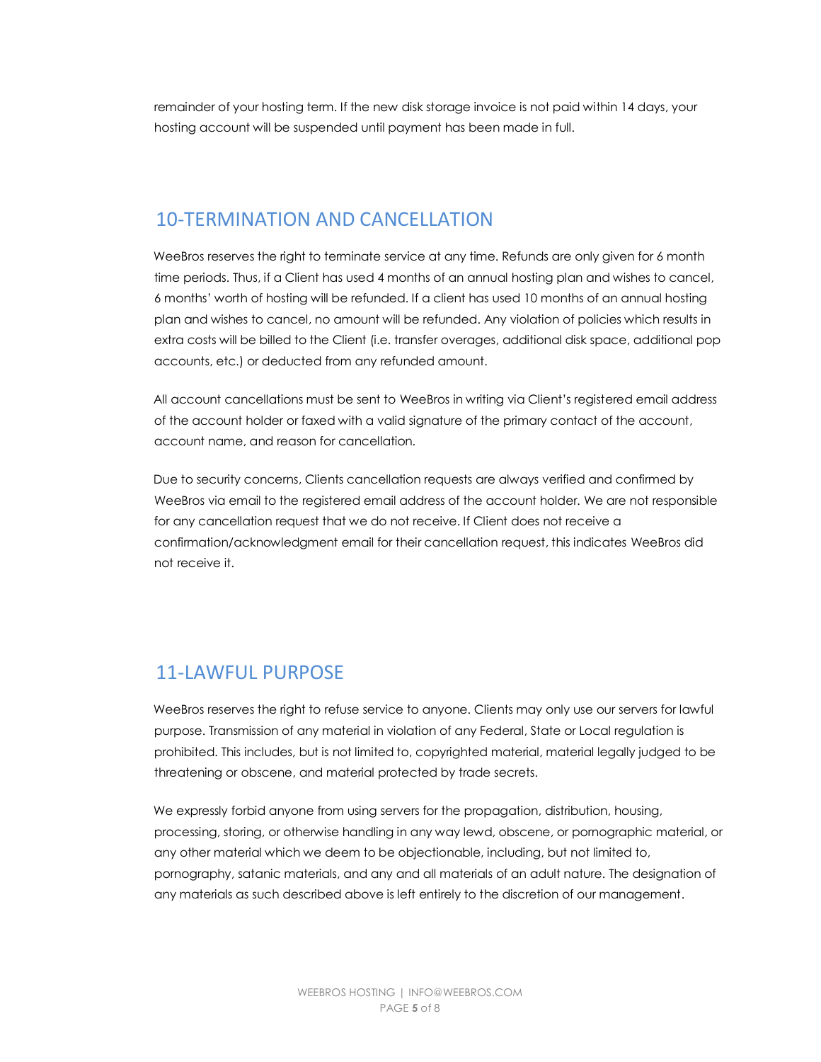remainder of your hosting term. If the new disk storage invoice is not paid within 14 days, your hosting account will be suspended until payment has been made in full.

## 10-TERMINATION AND CANCELLATION

WeeBros reserves the right to terminate service at any time. Refunds are only given for 6 month time periods. Thus, if a Client has used 4 months of an annual hosting plan and wishes to cancel, 6 months' worth of hosting will be refunded. If a client has used 10 months of an annual hosting plan and wishes to cancel, no amount will be refunded. Any violation of policies which results in extra costs will be billed to the Client (i.e. transfer overages, additional disk space, additional pop accounts, etc.) or deducted from any refunded amount.

All account cancellations must be sent to WeeBros in writing via Client's registered email address of the account holder or faxed with a valid signature of the primary contact of the account, account name, and reason for cancellation.

Due to security concerns, Clients cancellation requests are always verified and confirmed by WeeBros via email to the registered email address of the account holder. We are not responsible for any cancellation request that we do not receive. If Client does not receive a confirmation/acknowledgment email for their cancellation request, this indicates WeeBros did not receive it.

## 11-LAWFUL PURPOSE

WeeBros reserves the right to refuse service to anyone. Clients may only use our servers for lawful purpose. Transmission of any material in violation of any Federal, State or Local regulation is prohibited. This includes, but is not limited to, copyrighted material, material legally judged to be threatening or obscene, and material protected by trade secrets.

We expressly forbid anyone from using servers for the propagation, distribution, housing, processing, storing, or otherwise handling in any way lewd, obscene, or pornographic material, or any other material which we deem to be objectionable, including, but not limited to, pornography, satanic materials, and any and all materials of an adult nature. The designation of any materials as such described above is left entirely to the discretion of our management.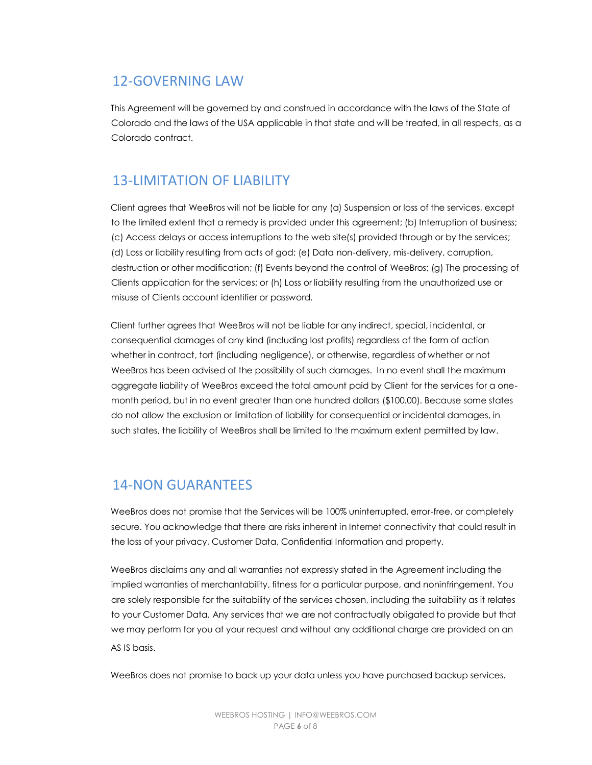## 12-GOVERNING LAW

This Agreement will be governed by and construed in accordance with the laws of the State of Colorado and the laws of the USA applicable in that state and will be treated, in all respects, as a Colorado contract.

## 13-LIMITATION OF LIABILITY

Client agrees that WeeBros will not be liable for any (a) Suspension or loss of the services, except to the limited extent that a remedy is provided under this agreement; (b) Interruption of business; (c) Access delays or access interruptions to the web site(s) provided through or by the services; (d) Loss or liability resulting from acts of god; (e) Data non-delivery, mis-delivery, corruption, destruction or other modification; (f) Events beyond the control of WeeBros; (g) The processing of Clients application for the services; or (h) Loss or liability resulting from the unauthorized use or misuse of Clients account identifier or password.

Client further agrees that WeeBros will not be liable for any indirect, special, incidental, or consequential damages of any kind (including lost profits) regardless of the form of action whether in contract, tort (including negligence), or otherwise, regardless of whether or not WeeBros has been advised of the possibility of such damages. In no event shall the maximum aggregate liability of WeeBros exceed the total amount paid by Client for the services for a one-month period, but in no event greater than one hundred dollars ($100.00). Because some states do not allow the exclusion or limitation of liability for consequential or incidental damages, in such states, the liability of WeeBros shall be limited to the maximum extent permitted by law.

## 14-NON GUARANTEES

WeeBros does not promise that the Services will be 100% uninterrupted, error-free, or completely secure. You acknowledge that there are risks inherent in Internet connectivity that could result in the loss of your privacy, Customer Data, Confidential Information and property.

WeeBros disclaims any and all warranties not expressly stated in the Agreement including the implied warranties of merchantability, fitness for a particular purpose, and noninfringement. You are solely responsible for the suitability of the services chosen, including the suitability as it relates to your Customer Data. Any services that we are not contractually obligated to provide but that we may perform for you at your request and without any additional charge are provided on an AS IS basis.

WeeBros does not promise to back up your data unless you have purchased backup services.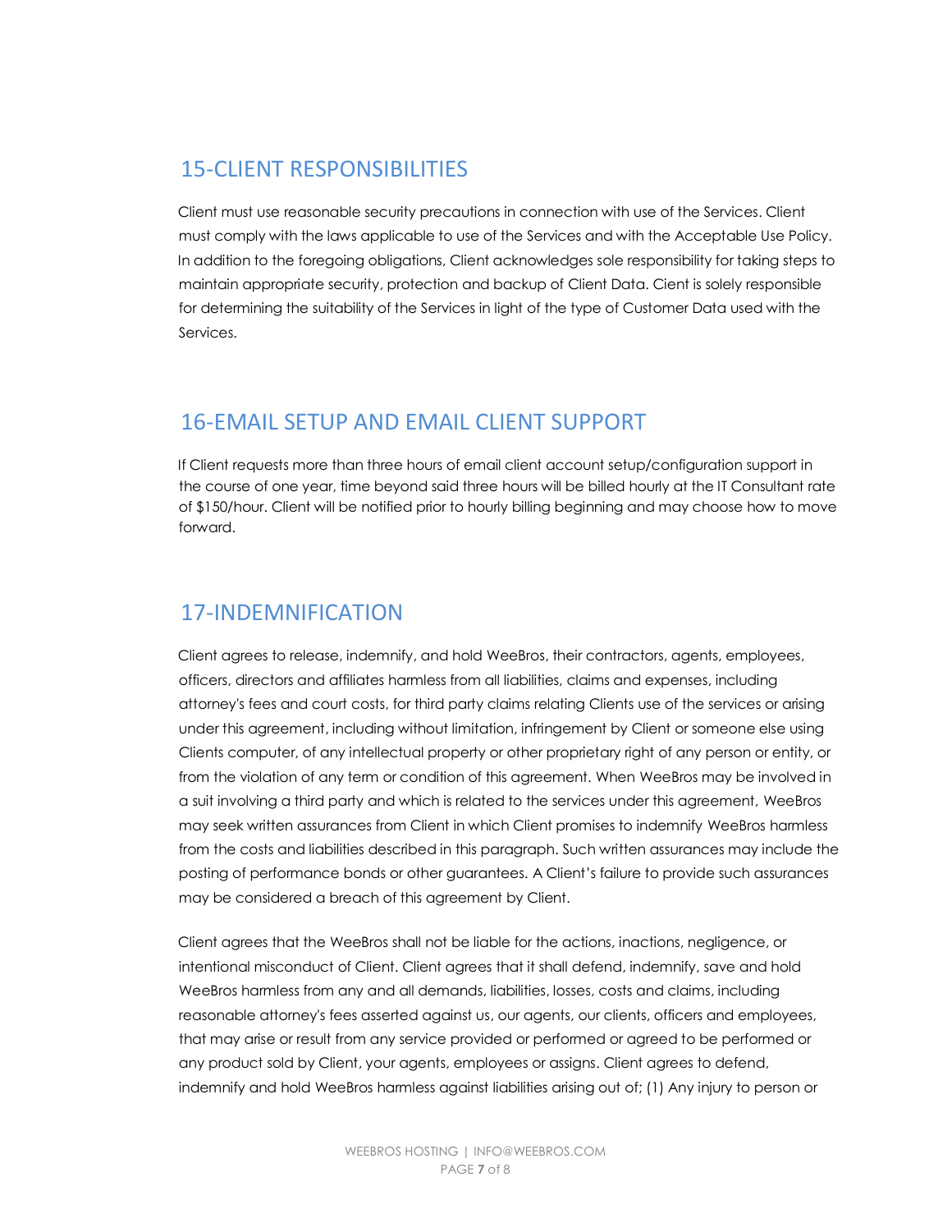## 15-CLIENT RESPONSIBILITIES

Client must use reasonable security precautions in connection with use of the Services. Client must comply with the laws applicable to use of the Services and with the Acceptable Use Policy. In addition to the foregoing obligations, Client acknowledges sole responsibility for taking steps to maintain appropriate security, protection and backup of Client Data. Cient is solely responsible for determining the suitability of the Services in light of the type of Customer Data used with the Services.

## 16-EMAIL SETUP AND EMAIL CLIENT SUPPORT

If Client requests more than three hours of email client account setup/configuration support in the course of one year, time beyond said three hours will be billed hourly at the IT Consultant rate of $150/hour. Client will be notified prior to hourly billing beginning and may choose how to move forward.

## 17-INDEMNIFICATION

Client agrees to release, indemnify, and hold WeeBros, their contractors, agents, employees, officers, directors and affiliates harmless from all liabilities, claims and expenses, including attorney's fees and court costs, for third party claims relating Clients use of the services or arising under this agreement, including without limitation, infringement by Client or someone else using Clients computer, of any intellectual property or other proprietary right of any person or entity, or from the violation of any term or condition of this agreement. When WeeBros may be involved in a suit involving a third party and which is related to the services under this agreement, WeeBros may seek written assurances from Client in which Client promises to indemnify WeeBros harmless from the costs and liabilities described in this paragraph. Such written assurances may include the posting of performance bonds or other guarantees. A Client's failure to provide such assurances may be considered a breach of this agreement by Client.

Client agrees that the WeeBros shall not be liable for the actions, inactions, negligence, or intentional misconduct of Client. Client agrees that it shall defend, indemnify, save and hold WeeBros harmless from any and all demands, liabilities, losses, costs and claims, including reasonable attorney's fees asserted against us, our agents, our clients, officers and employees, that may arise or result from any service provided or performed or agreed to be performed or any product sold by Client, your agents, employees or assigns. Client agrees to defend, indemnify and hold WeeBros harmless against liabilities arising out of; (1) Any injury to person or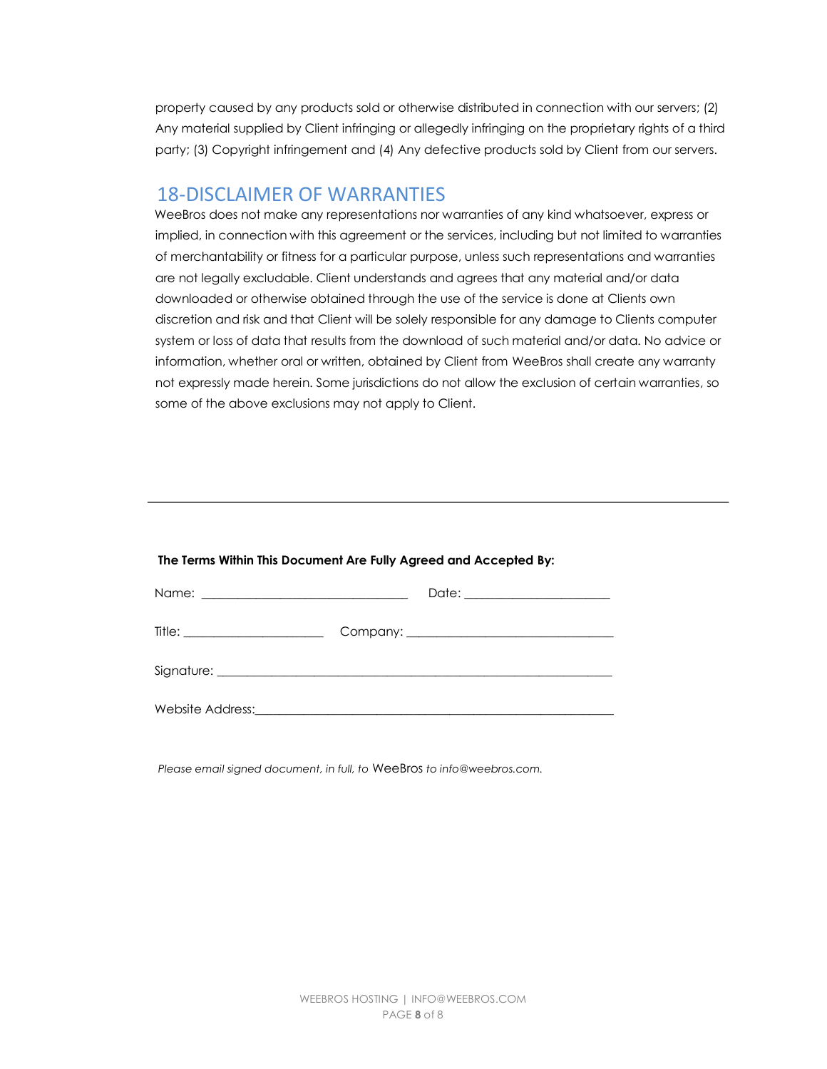property caused by any products sold or otherwise distributed in connection with our servers; (2) Any material supplied by Client infringing or allegedly infringing on the proprietary rights of a third party; (3) Copyright infringement and (4) Any defective products sold by Client from our servers.

## 18-DISCLAIMER OF WARRANTIES

WeeBros does not make any representations nor warranties of any kind whatsoever, express or implied, in connection with this agreement or the services, including but not limited to warranties of merchantability or fitness for a particular purpose, unless such representations and warranties are not legally excludable. Client understands and agrees that any material and/or data downloaded or otherwise obtained through the use of the service is done at Clients own discretion and risk and that Client will be solely responsible for any damage to Clients computer system or loss of data that results from the download of such material and/or data. No advice or information, whether oral or written, obtained by Client from WeeBros shall create any warranty not expressly made herein. Some jurisdictions do not allow the exclusion of certain warranties, so some of the above exclusions may not apply to Client.

---

**The Terms Within This Document Are Fully Agreed and Accepted By:**

Name: ______________________________ Date: ______________________

Title: ____________________ Company: ______________________________

Signature: __________________________________________________________

Website Address:_____________________________________________________

*Please email signed document, in full, to* WeeBros *to info@weebros.com.*